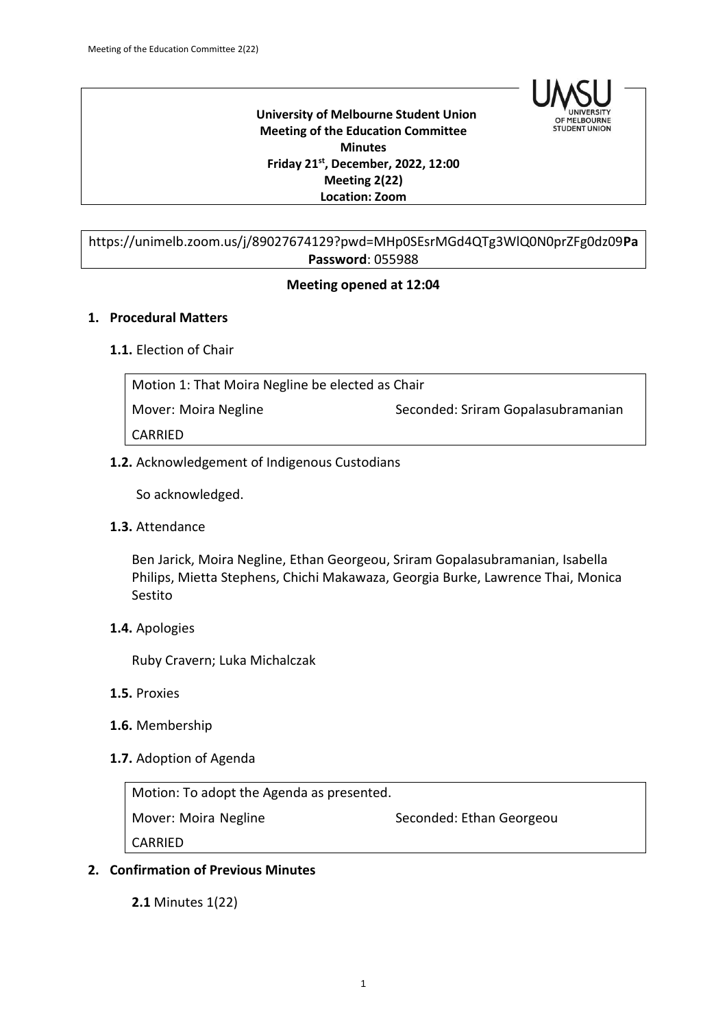**University of Melbourne Student Union**
**Meeting of the Education Committee**
**Minutes**
**Friday 21st, December, 2022, 12:00**
**Meeting 2(22)**
**Location: Zoom**

https://unimelb.zoom.us/j/89027674129?pwd=MHp0SEsrMGd4QTg3WlQ0N0prZFg0dz09**Pa**
**Password**: 055988

**Meeting opened at 12:04**

## 1. Procedural Matters

**1.1.** Election of Chair

| Motion 1: That Moira Negline be elected as Chair | |
|---|---|
| Mover: Moira Negline | Seconded: Sriram Gopalasubramanian |
| CARRIED | |

**1.2.** Acknowledgement of Indigenous Custodians

So acknowledged.

**1.3.** Attendance

Ben Jarick, Moira Negline, Ethan Georgeou, Sriram Gopalasubramanian, Isabella Philips, Mietta Stephens, Chichi Makawaza, Georgia Burke, Lawrence Thai, Monica Sestito

**1.4.** Apologies

Ruby Cravern; Luka Michalczak

**1.5.** Proxies

**1.6.** Membership

**1.7.** Adoption of Agenda

| Motion: To adopt the Agenda as presented. | |
|---|---|
| Mover: Moira Negline | Seconded: Ethan Georgeou |
| CARRIED | |

## 2. Confirmation of Previous Minutes

**2.1** Minutes 1(22)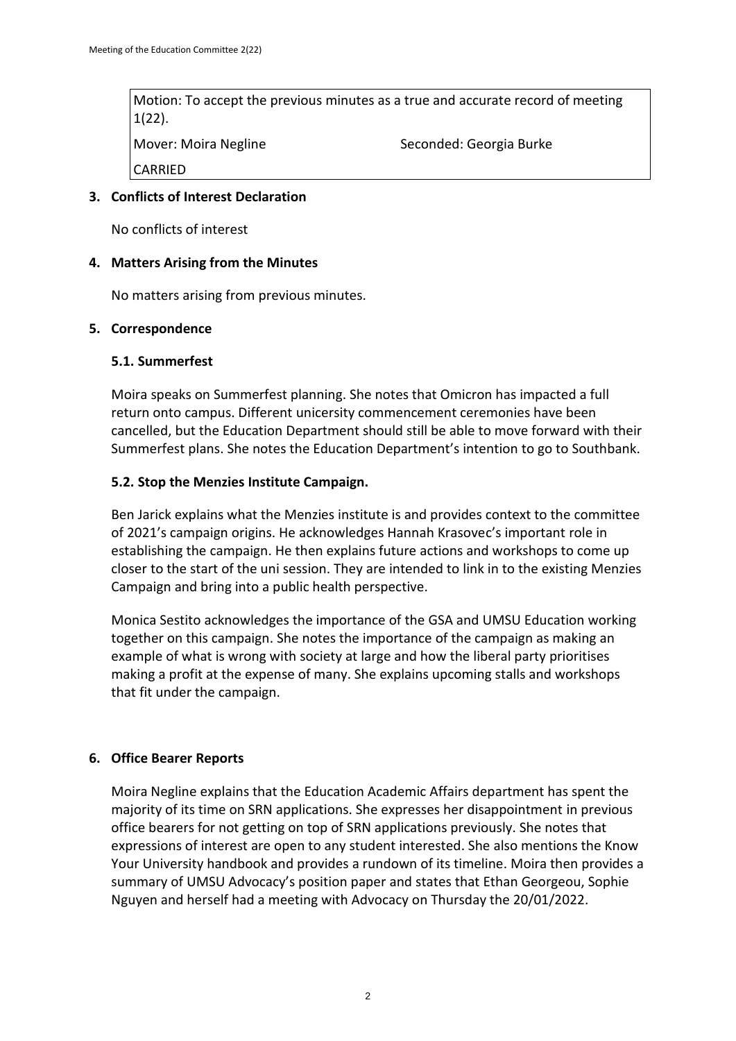Motion: To accept the previous minutes as a true and accurate record of meeting 1(22).

Mover: Moira Negline    Seconded: Georgia Burke

CARRIED

### 3. Conflicts of Interest Declaration

No conflicts of interest

### 4. Matters Arising from the Minutes

No matters arising from previous minutes.

### 5. Correspondence

#### 5.1. Summerfest

Moira speaks on Summerfest planning. She notes that Omicron has impacted a full return onto campus. Different unicersity commencement ceremonies have been cancelled, but the Education Department should still be able to move forward with their Summerfest plans. She notes the Education Department's intention to go to Southbank.

#### 5.2. Stop the Menzies Institute Campaign.

Ben Jarick explains what the Menzies institute is and provides context to the committee of 2021's campaign origins. He acknowledges Hannah Krasovec's important role in establishing the campaign. He then explains future actions and workshops to come up closer to the start of the uni session. They are intended to link in to the existing Menzies Campaign and bring into a public health perspective.

Monica Sestito acknowledges the importance of the GSA and UMSU Education working together on this campaign. She notes the importance of the campaign as making an example of what is wrong with society at large and how the liberal party prioritises making a profit at the expense of many. She explains upcoming stalls and workshops that fit under the campaign.

### 6. Office Bearer Reports

Moira Negline explains that the Education Academic Affairs department has spent the majority of its time on SRN applications. She expresses her disappointment in previous office bearers for not getting on top of SRN applications previously. She notes that expressions of interest are open to any student interested. She also mentions the Know Your University handbook and provides a rundown of its timeline. Moira then provides a summary of UMSU Advocacy's position paper and states that Ethan Georgeou, Sophie Nguyen and herself had a meeting with Advocacy on Thursday the 20/01/2022.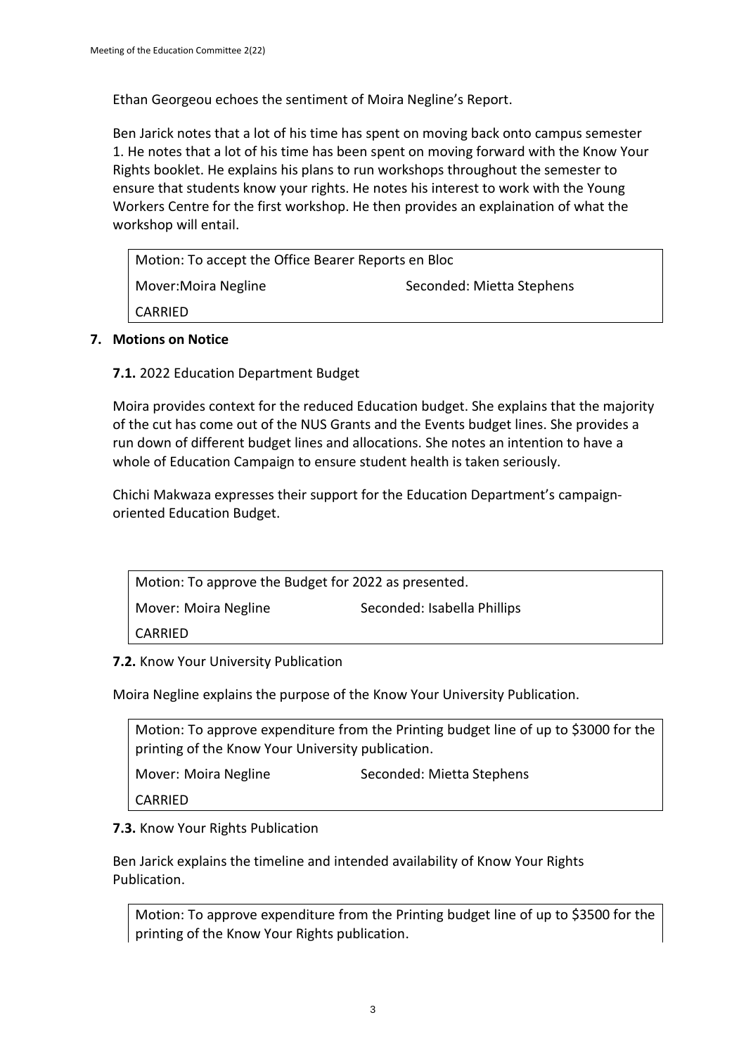Ethan Georgeou echoes the sentiment of Moira Negline's Report.

Ben Jarick notes that a lot of his time has spent on moving back onto campus semester 1. He notes that a lot of his time has been spent on moving forward with the Know Your Rights booklet. He explains his plans to run workshops throughout the semester to ensure that students know your rights. He notes his interest to work with the Young Workers Centre for the first workshop. He then provides an explaination of what the workshop will entail.

| Motion: To accept the Office Bearer Reports en Bloc | |
|---|---|
| Mover:Moira Negline | Seconded: Mietta Stephens |
| CARRIED | |

## 7. Motions on Notice

**7.1.** 2022 Education Department Budget

Moira provides context for the reduced Education budget. She explains that the majority of the cut has come out of the NUS Grants and the Events budget lines. She provides a run down of different budget lines and allocations. She notes an intention to have a whole of Education Campaign to ensure student health is taken seriously.

Chichi Makwaza expresses their support for the Education Department's campaign-oriented Education Budget.

| Motion: To approve the Budget for 2022 as presented. | |
|---|---|
| Mover: Moira Negline | Seconded: Isabella Phillips |
| CARRIED | |

**7.2.** Know Your University Publication

Moira Negline explains the purpose of the Know Your University Publication.

| Motion: To approve expenditure from the Printing budget line of up to $3000 for the printing of the Know Your University publication. | |
|---|---|
| Mover: Moira Negline | Seconded: Mietta Stephens |
| CARRIED | |

**7.3.** Know Your Rights Publication

Ben Jarick explains the timeline and intended availability of Know Your Rights Publication.

| Motion: To approve expenditure from the Printing budget line of up to $3500 for the printing of the Know Your Rights publication. |
|---|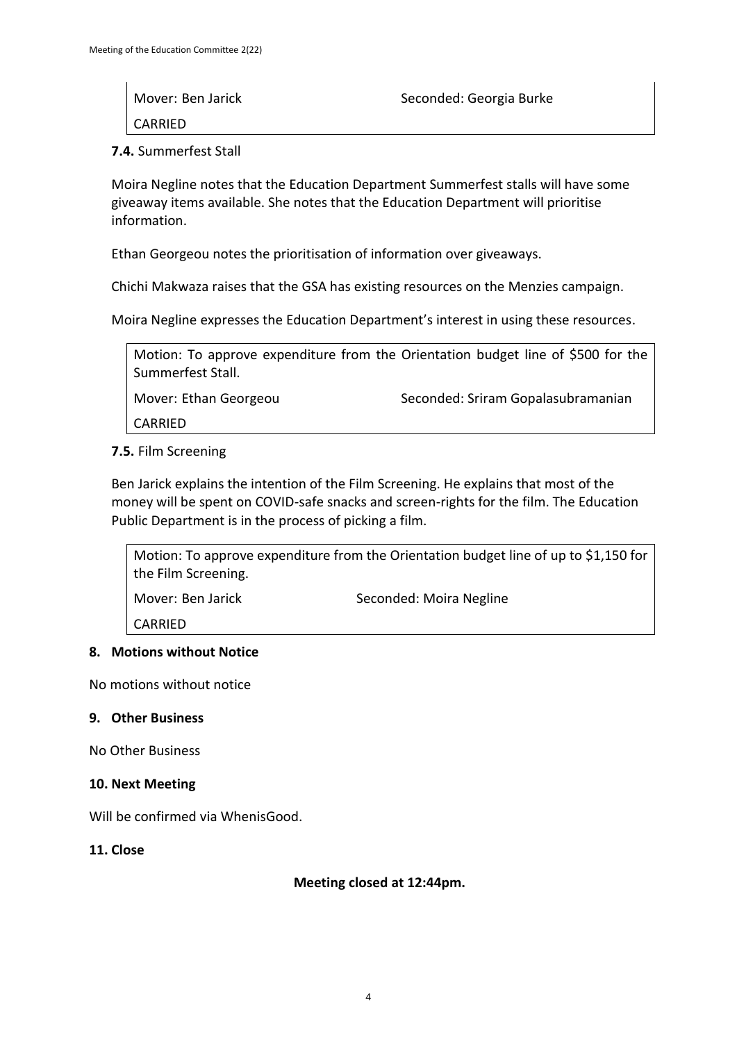| Mover: Ben Jarick | Seconded: Georgia Burke |
|---|---|
| CARRIED | |

**7.4.** Summerfest Stall

Moira Negline notes that the Education Department Summerfest stalls will have some giveaway items available. She notes that the Education Department will prioritise information.

Ethan Georgeou notes the prioritisation of information over giveaways.

Chichi Makwaza raises that the GSA has existing resources on the Menzies campaign.

Moira Negline expresses the Education Department's interest in using these resources.

| Motion: To approve expenditure from the Orientation budget line of $500 for the Summerfest Stall. | |
|---|---|
| Mover: Ethan Georgeou | Seconded: Sriram Gopalasubramanian |
| CARRIED | |

**7.5.** Film Screening

Ben Jarick explains the intention of the Film Screening. He explains that most of the money will be spent on COVID-safe snacks and screen-rights for the film. The Education Public Department is in the process of picking a film.

| Motion: To approve expenditure from the Orientation budget line of up to $1,150 for the Film Screening. | |
|---|---|
| Mover: Ben Jarick | Seconded: Moira Negline |
| CARRIED | |

## 8. Motions without Notice

No motions without notice

## 9. Other Business

No Other Business

## 10. Next Meeting

Will be confirmed via WhenisGood.

## 11. Close

**Meeting closed at 12:44pm.**